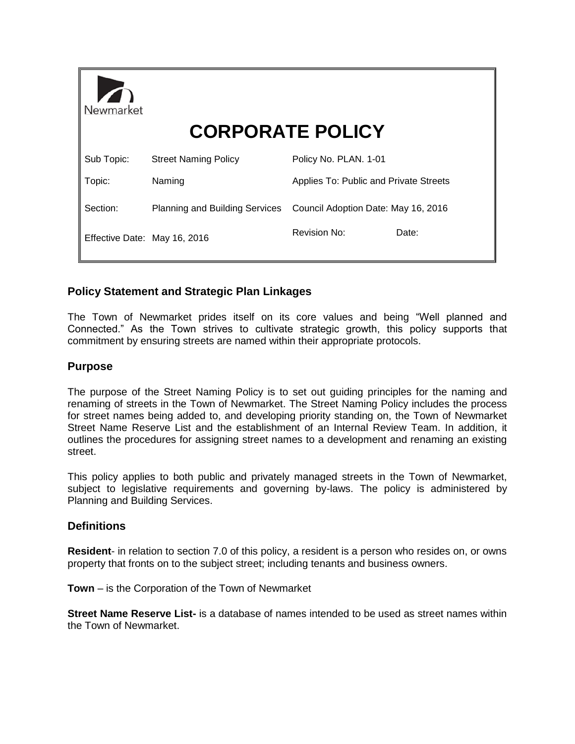Newmarket

# CORPORATE POLICY

| Sub Topic: | Street Naming Policy | Policy No. PLAN. 1-01 | |
| --- | --- | --- | --- |
| Topic: | Naming | Applies To: Public and Private Streets | |
| Section: | Planning and Building Services | Council Adoption Date: May 16, 2016 | |
| Effective Date: May 16, 2016 | | Revision No: | Date: |

## Policy Statement and Strategic Plan Linkages

The Town of Newmarket prides itself on its core values and being "Well planned and Connected." As the Town strives to cultivate strategic growth, this policy supports that commitment by ensuring streets are named within their appropriate protocols.

## Purpose

The purpose of the Street Naming Policy is to set out guiding principles for the naming and renaming of streets in the Town of Newmarket. The Street Naming Policy includes the process for street names being added to, and developing priority standing on, the Town of Newmarket Street Name Reserve List and the establishment of an Internal Review Team. In addition, it outlines the procedures for assigning street names to a development and renaming an existing street.

This policy applies to both public and privately managed streets in the Town of Newmarket, subject to legislative requirements and governing by-laws. The policy is administered by Planning and Building Services.

## Definitions

**Resident**- in relation to section 7.0 of this policy, a resident is a person who resides on, or owns property that fronts on to the subject street; including tenants and business owners.

**Town** – is the Corporation of the Town of Newmarket

**Street Name Reserve List-** is a database of names intended to be used as street names within the Town of Newmarket.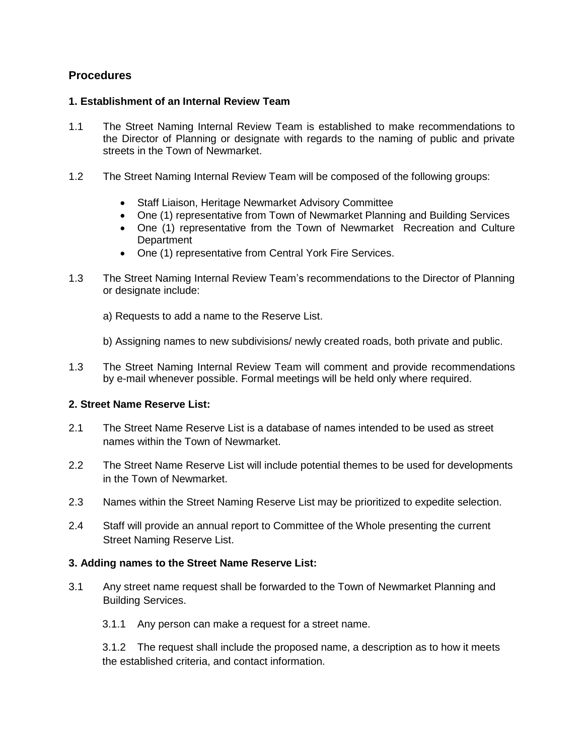## Procedures

### 1. Establishment of an Internal Review Team

1.1 The Street Naming Internal Review Team is established to make recommendations to the Director of Planning or designate with regards to the naming of public and private streets in the Town of Newmarket.

1.2 The Street Naming Internal Review Team will be composed of the following groups:

- Staff Liaison, Heritage Newmarket Advisory Committee
- One (1) representative from Town of Newmarket Planning and Building Services
- One (1) representative from the Town of Newmarket Recreation and Culture Department
- One (1) representative from Central York Fire Services.

1.3 The Street Naming Internal Review Team's recommendations to the Director of Planning or designate include:

a) Requests to add a name to the Reserve List.

b) Assigning names to new subdivisions/ newly created roads, both private and public.

1.3 The Street Naming Internal Review Team will comment and provide recommendations by e-mail whenever possible. Formal meetings will be held only where required.

### 2. Street Name Reserve List:

2.1 The Street Name Reserve List is a database of names intended to be used as street names within the Town of Newmarket.

2.2 The Street Name Reserve List will include potential themes to be used for developments in the Town of Newmarket.

2.3 Names within the Street Naming Reserve List may be prioritized to expedite selection.

2.4 Staff will provide an annual report to Committee of the Whole presenting the current Street Naming Reserve List.

### 3. Adding names to the Street Name Reserve List:

3.1 Any street name request shall be forwarded to the Town of Newmarket Planning and Building Services.

3.1.1 Any person can make a request for a street name.

3.1.2 The request shall include the proposed name, a description as to how it meets the established criteria, and contact information.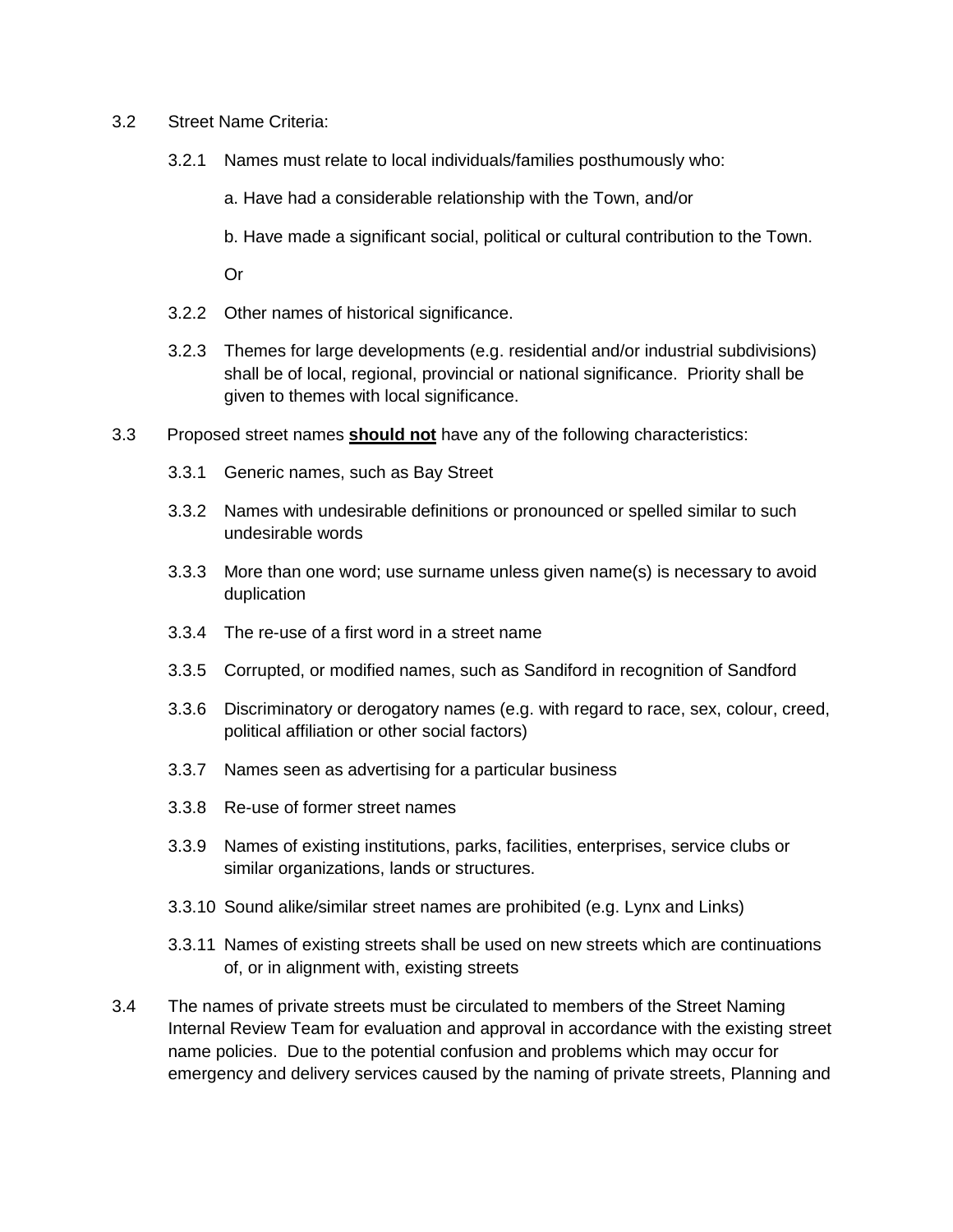3.2 Street Name Criteria:

3.2.1 Names must relate to local individuals/families posthumously who:

a. Have had a considerable relationship with the Town, and/or

b. Have made a significant social, political or cultural contribution to the Town.

Or

3.2.2 Other names of historical significance.

3.2.3 Themes for large developments (e.g. residential and/or industrial subdivisions) shall be of local, regional, provincial or national significance. Priority shall be given to themes with local significance.

3.3 Proposed street names **should not** have any of the following characteristics:

3.3.1 Generic names, such as Bay Street

3.3.2 Names with undesirable definitions or pronounced or spelled similar to such undesirable words

3.3.3 More than one word; use surname unless given name(s) is necessary to avoid duplication

3.3.4 The re-use of a first word in a street name

3.3.5 Corrupted, or modified names, such as Sandiford in recognition of Sandford

3.3.6 Discriminatory or derogatory names (e.g. with regard to race, sex, colour, creed, political affiliation or other social factors)

3.3.7 Names seen as advertising for a particular business

3.3.8 Re-use of former street names

3.3.9 Names of existing institutions, parks, facilities, enterprises, service clubs or similar organizations, lands or structures.

3.3.10 Sound alike/similar street names are prohibited (e.g. Lynx and Links)

3.3.11 Names of existing streets shall be used on new streets which are continuations of, or in alignment with, existing streets

3.4 The names of private streets must be circulated to members of the Street Naming Internal Review Team for evaluation and approval in accordance with the existing street name policies. Due to the potential confusion and problems which may occur for emergency and delivery services caused by the naming of private streets, Planning and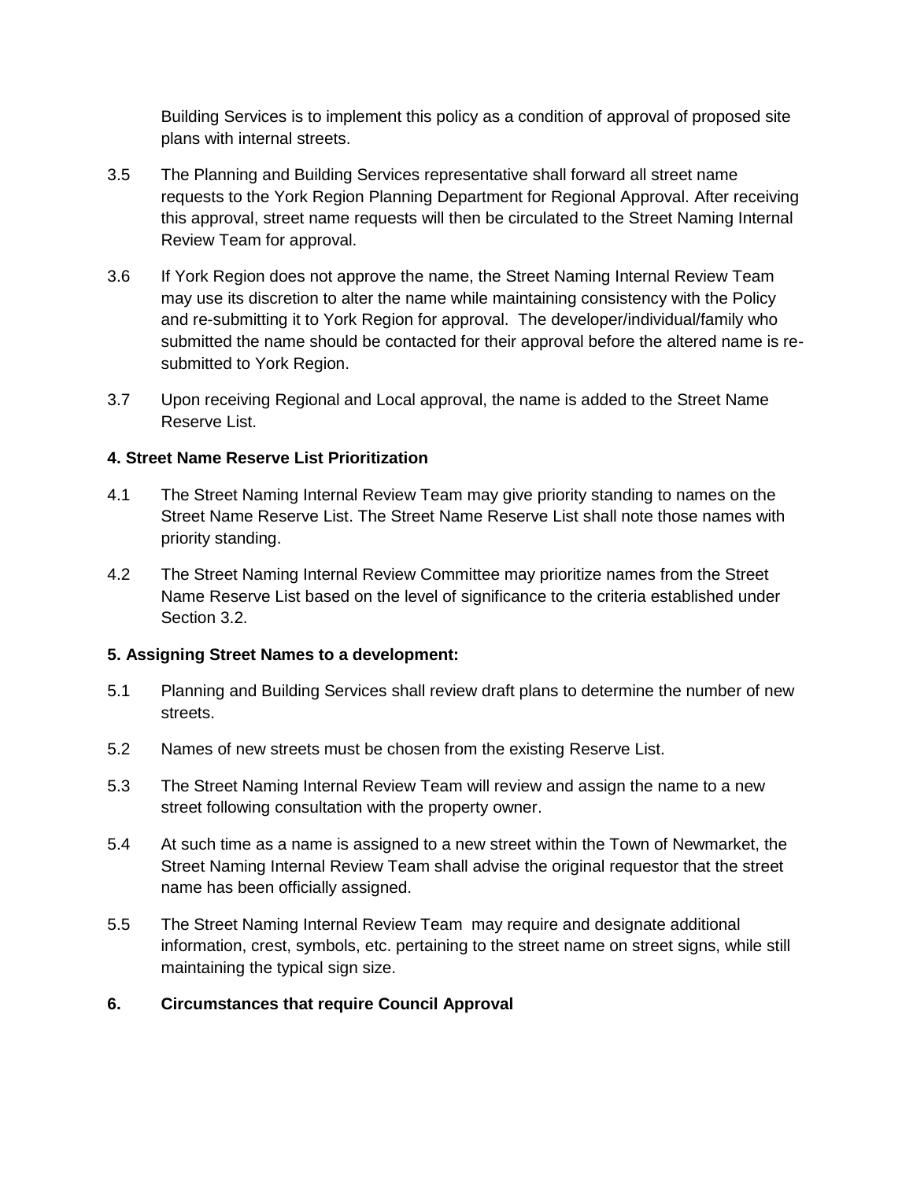Building Services is to implement this policy as a condition of approval of proposed site plans with internal streets.

3.5 The Planning and Building Services representative shall forward all street name requests to the York Region Planning Department for Regional Approval. After receiving this approval, street name requests will then be circulated to the Street Naming Internal Review Team for approval.

3.6 If York Region does not approve the name, the Street Naming Internal Review Team may use its discretion to alter the name while maintaining consistency with the Policy and re-submitting it to York Region for approval. The developer/individual/family who submitted the name should be contacted for their approval before the altered name is re-submitted to York Region.

3.7 Upon receiving Regional and Local approval, the name is added to the Street Name Reserve List.

**4. Street Name Reserve List Prioritization**

4.1 The Street Naming Internal Review Team may give priority standing to names on the Street Name Reserve List. The Street Name Reserve List shall note those names with priority standing.

4.2 The Street Naming Internal Review Committee may prioritize names from the Street Name Reserve List based on the level of significance to the criteria established under Section 3.2.

**5. Assigning Street Names to a development:**

5.1 Planning and Building Services shall review draft plans to determine the number of new streets.

5.2 Names of new streets must be chosen from the existing Reserve List.

5.3 The Street Naming Internal Review Team will review and assign the name to a new street following consultation with the property owner.

5.4 At such time as a name is assigned to a new street within the Town of Newmarket, the Street Naming Internal Review Team shall advise the original requestor that the street name has been officially assigned.

5.5 The Street Naming Internal Review Team may require and designate additional information, crest, symbols, etc. pertaining to the street name on street signs, while still maintaining the typical sign size.

**6. Circumstances that require Council Approval**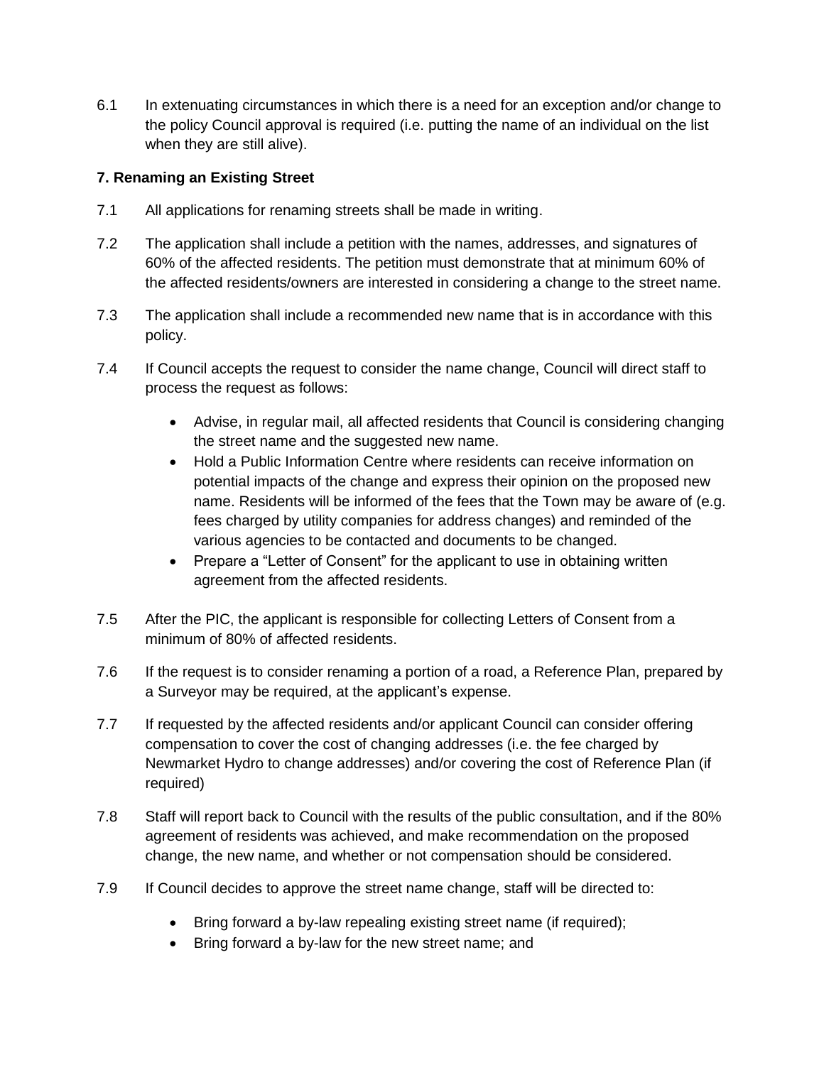6.1 In extenuating circumstances in which there is a need for an exception and/or change to the policy Council approval is required (i.e. putting the name of an individual on the list when they are still alive).

**7. Renaming an Existing Street**

7.1 All applications for renaming streets shall be made in writing.

7.2 The application shall include a petition with the names, addresses, and signatures of 60% of the affected residents. The petition must demonstrate that at minimum 60% of the affected residents/owners are interested in considering a change to the street name.

7.3 The application shall include a recommended new name that is in accordance with this policy.

7.4 If Council accepts the request to consider the name change, Council will direct staff to process the request as follows:

- Advise, in regular mail, all affected residents that Council is considering changing the street name and the suggested new name.
- Hold a Public Information Centre where residents can receive information on potential impacts of the change and express their opinion on the proposed new name. Residents will be informed of the fees that the Town may be aware of (e.g. fees charged by utility companies for address changes) and reminded of the various agencies to be contacted and documents to be changed.
- Prepare a "Letter of Consent" for the applicant to use in obtaining written agreement from the affected residents.

7.5 After the PIC, the applicant is responsible for collecting Letters of Consent from a minimum of 80% of affected residents.

7.6 If the request is to consider renaming a portion of a road, a Reference Plan, prepared by a Surveyor may be required, at the applicant's expense.

7.7 If requested by the affected residents and/or applicant Council can consider offering compensation to cover the cost of changing addresses (i.e. the fee charged by Newmarket Hydro to change addresses) and/or covering the cost of Reference Plan (if required)

7.8 Staff will report back to Council with the results of the public consultation, and if the 80% agreement of residents was achieved, and make recommendation on the proposed change, the new name, and whether or not compensation should be considered.

7.9 If Council decides to approve the street name change, staff will be directed to:

- Bring forward a by-law repealing existing street name (if required);
- Bring forward a by-law for the new street name; and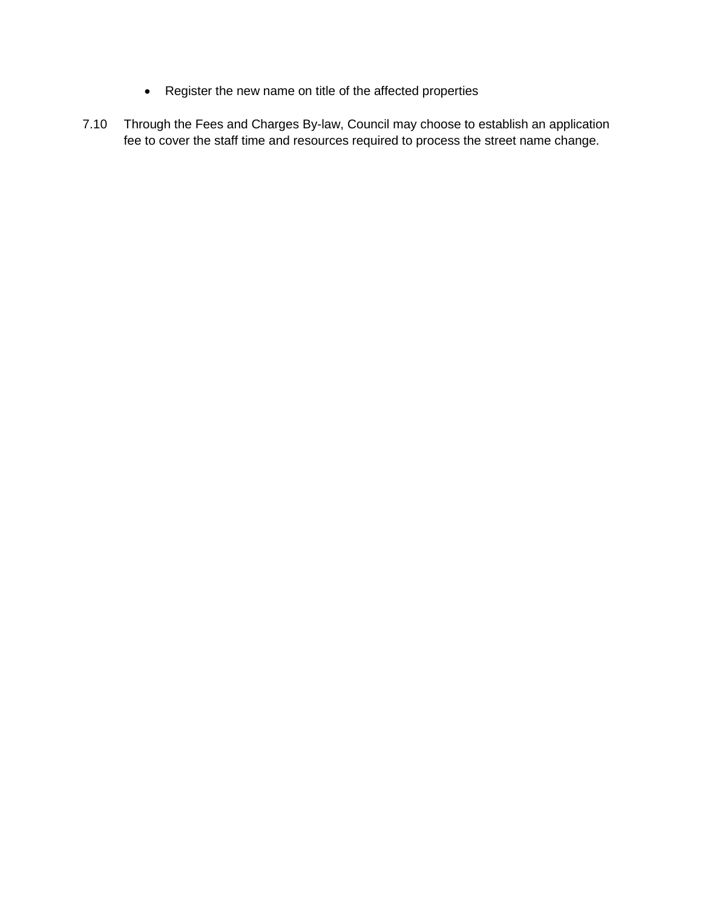- Register the new name on title of the affected properties

7.10 Through the Fees and Charges By-law, Council may choose to establish an application fee to cover the staff time and resources required to process the street name change.